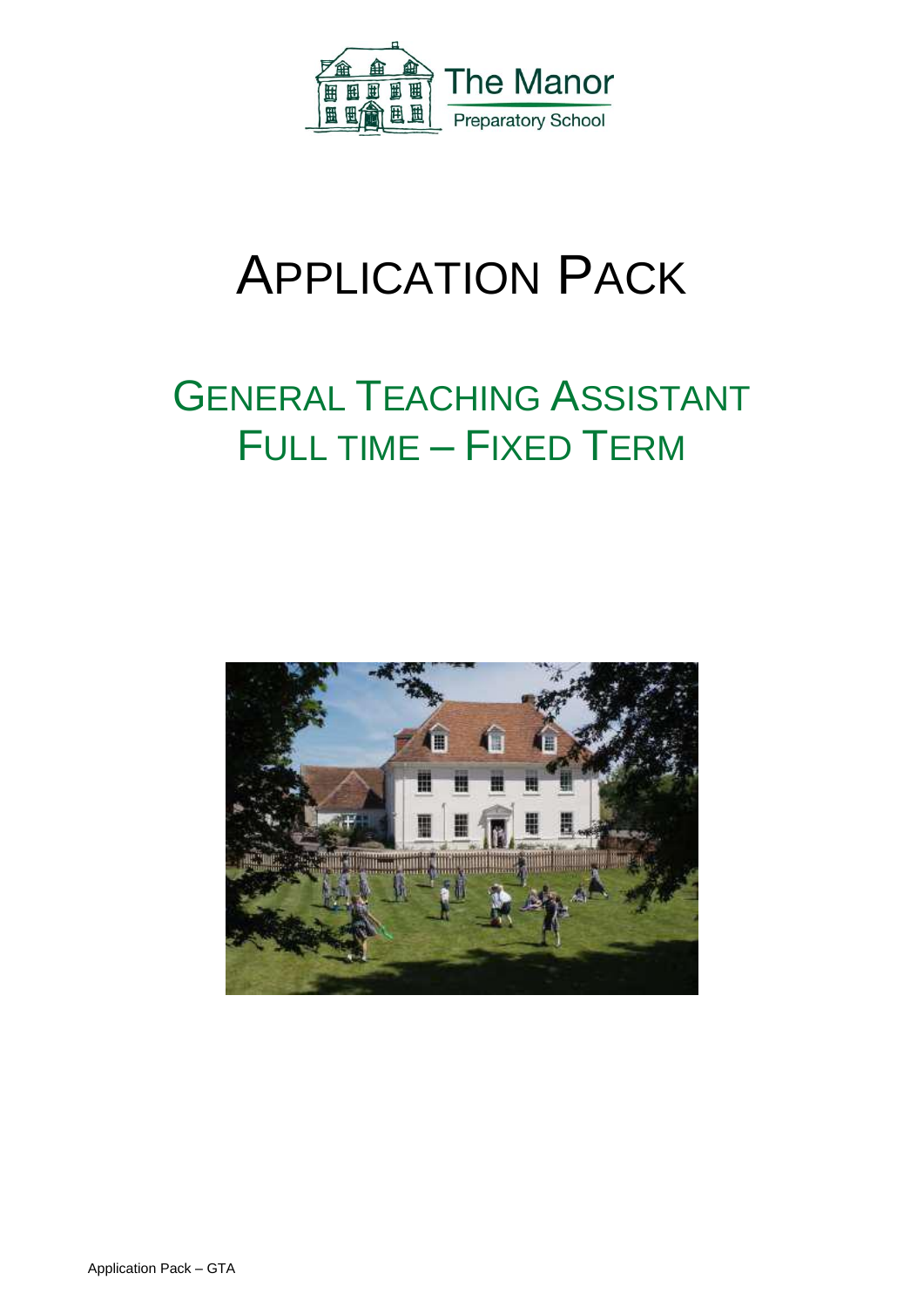The Manor
Preparatory School

# Application Pack

## General Teaching Assistant
## Full time – Fixed Term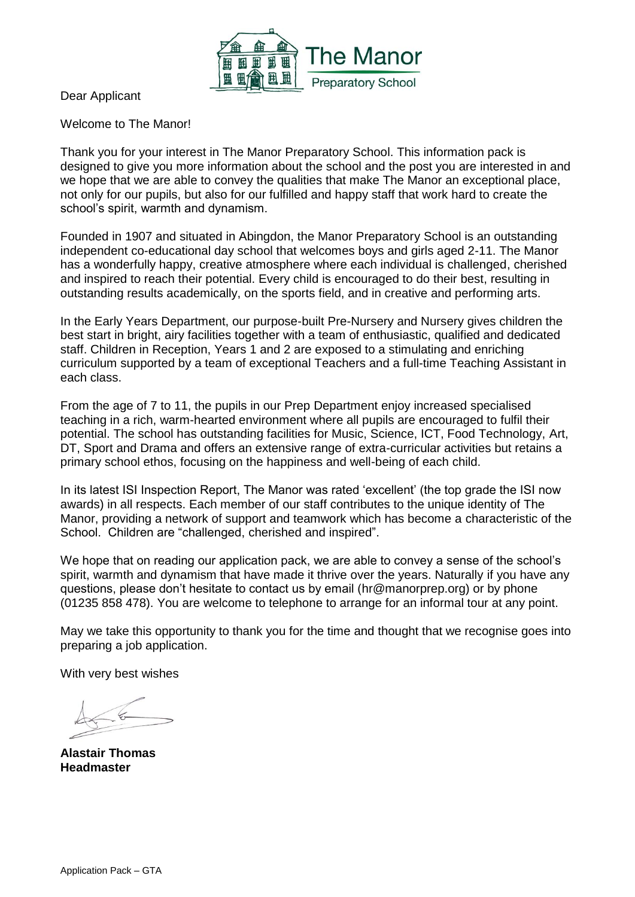Dear Applicant

Welcome to The Manor!

Thank you for your interest in The Manor Preparatory School. This information pack is designed to give you more information about the school and the post you are interested in and we hope that we are able to convey the qualities that make The Manor an exceptional place, not only for our pupils, but also for our fulfilled and happy staff that work hard to create the school's spirit, warmth and dynamism.

Founded in 1907 and situated in Abingdon, the Manor Preparatory School is an outstanding independent co-educational day school that welcomes boys and girls aged 2-11. The Manor has a wonderfully happy, creative atmosphere where each individual is challenged, cherished and inspired to reach their potential. Every child is encouraged to do their best, resulting in outstanding results academically, on the sports field, and in creative and performing arts.

In the Early Years Department, our purpose-built Pre-Nursery and Nursery gives children the best start in bright, airy facilities together with a team of enthusiastic, qualified and dedicated staff. Children in Reception, Years 1 and 2 are exposed to a stimulating and enriching curriculum supported by a team of exceptional Teachers and a full-time Teaching Assistant in each class.

From the age of 7 to 11, the pupils in our Prep Department enjoy increased specialised teaching in a rich, warm-hearted environment where all pupils are encouraged to fulfil their potential. The school has outstanding facilities for Music, Science, ICT, Food Technology, Art, DT, Sport and Drama and offers an extensive range of extra-curricular activities but retains a primary school ethos, focusing on the happiness and well-being of each child.

In its latest ISI Inspection Report, The Manor was rated 'excellent' (the top grade the ISI now awards) in all respects. Each member of our staff contributes to the unique identity of The Manor, providing a network of support and teamwork which has become a characteristic of the School. Children are "challenged, cherished and inspired".

We hope that on reading our application pack, we are able to convey a sense of the school's spirit, warmth and dynamism that have made it thrive over the years. Naturally if you have any questions, please don't hesitate to contact us by email (hr@manorprep.org) or by phone (01235 858 478). You are welcome to telephone to arrange for an informal tour at any point.

May we take this opportunity to thank you for the time and thought that we recognise goes into preparing a job application.

With very best wishes

**Alastair Thomas**
**Headmaster**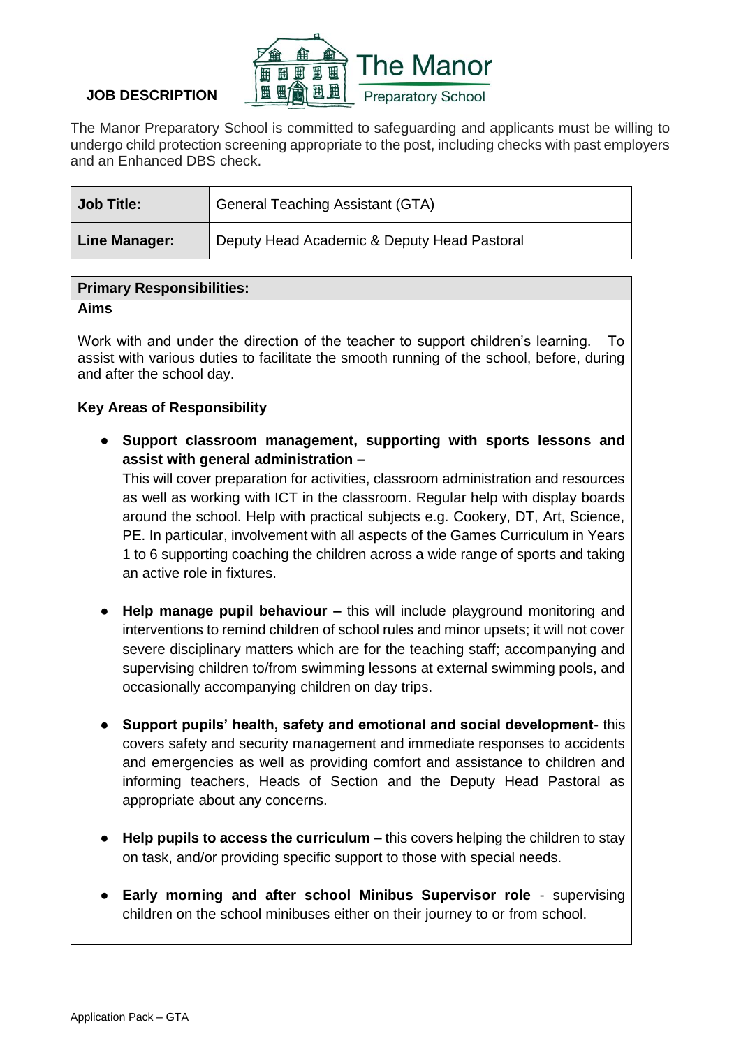**JOB DESCRIPTION**

The Manor Preparatory School

The Manor Preparatory School is committed to safeguarding and applicants must be willing to undergo child protection screening appropriate to the post, including checks with past employers and an Enhanced DBS check.

| **Job Title:** | General Teaching Assistant (GTA) |
|---|---|
| **Line Manager:** | Deputy Head Academic & Deputy Head Pastoral |

**Primary Responsibilities:**

**Aims**

Work with and under the direction of the teacher to support children's learning. To assist with various duties to facilitate the smooth running of the school, before, during and after the school day.

**Key Areas of Responsibility**

- **Support classroom management, supporting with sports lessons and assist with general administration –**
  This will cover preparation for activities, classroom administration and resources as well as working with ICT in the classroom. Regular help with display boards around the school. Help with practical subjects e.g. Cookery, DT, Art, Science, PE. In particular, involvement with all aspects of the Games Curriculum in Years 1 to 6 supporting coaching the children across a wide range of sports and taking an active role in fixtures.

- **Help manage pupil behaviour –** this will include playground monitoring and interventions to remind children of school rules and minor upsets; it will not cover severe disciplinary matters which are for the teaching staff; accompanying and supervising children to/from swimming lessons at external swimming pools, and occasionally accompanying children on day trips.

- **Support pupils' health, safety and emotional and social development**- this covers safety and security management and immediate responses to accidents and emergencies as well as providing comfort and assistance to children and informing teachers, Heads of Section and the Deputy Head Pastoral as appropriate about any concerns.

- **Help pupils to access the curriculum** – this covers helping the children to stay on task, and/or providing specific support to those with special needs.

- **Early morning and after school Minibus Supervisor role** - supervising children on the school minibuses either on their journey to or from school.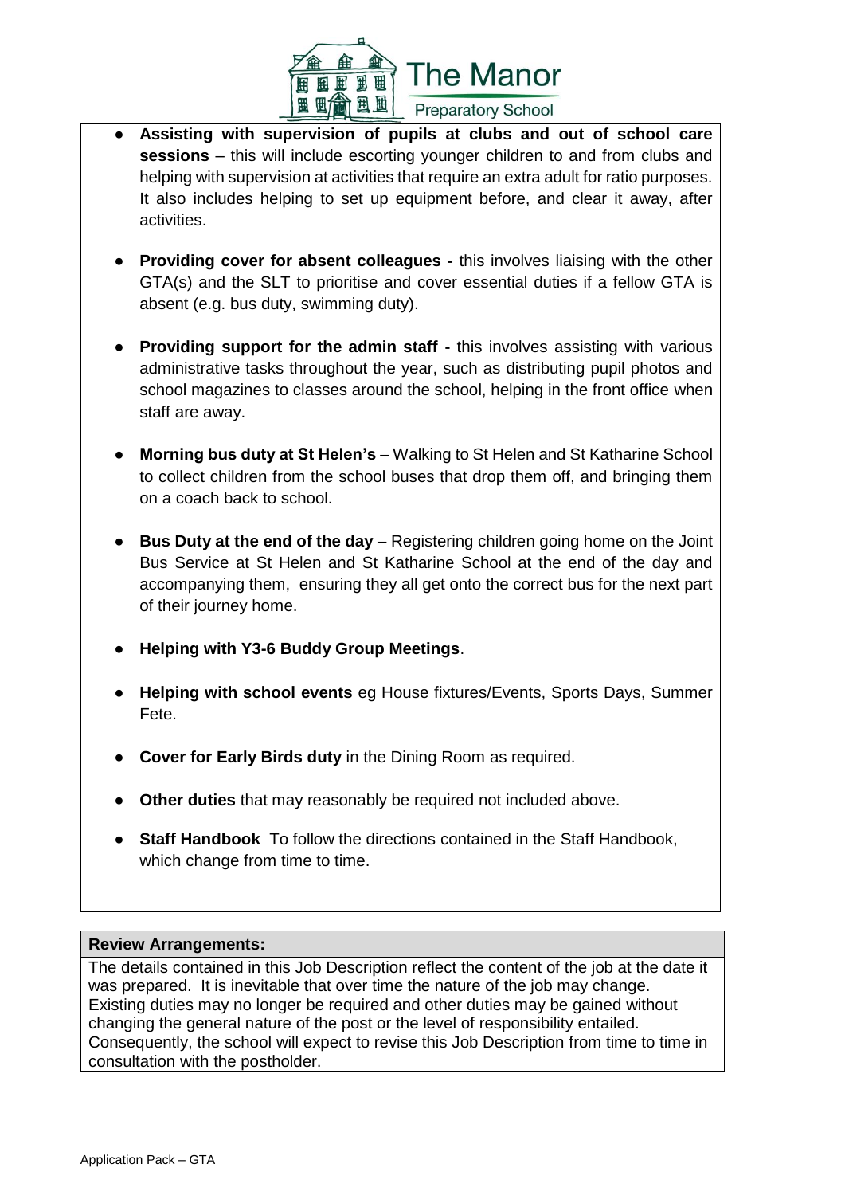- **Assisting with supervision of pupils at clubs and out of school care sessions** – this will include escorting younger children to and from clubs and helping with supervision at activities that require an extra adult for ratio purposes. It also includes helping to set up equipment before, and clear it away, after activities.

- **Providing cover for absent colleagues -** this involves liaising with the other GTA(s) and the SLT to prioritise and cover essential duties if a fellow GTA is absent (e.g. bus duty, swimming duty).

- **Providing support for the admin staff -** this involves assisting with various administrative tasks throughout the year, such as distributing pupil photos and school magazines to classes around the school, helping in the front office when staff are away.

- **Morning bus duty at St Helen's** – Walking to St Helen and St Katharine School to collect children from the school buses that drop them off, and bringing them on a coach back to school.

- **Bus Duty at the end of the day** – Registering children going home on the Joint Bus Service at St Helen and St Katharine School at the end of the day and accompanying them, ensuring they all get onto the correct bus for the next part of their journey home.

- **Helping with Y3-6 Buddy Group Meetings**.

- **Helping with school events** eg House fixtures/Events, Sports Days, Summer Fete.

- **Cover for Early Birds duty** in the Dining Room as required.

- **Other duties** that may reasonably be required not included above.

- **Staff Handbook** To follow the directions contained in the Staff Handbook, which change from time to time.

**Review Arrangements:**

The details contained in this Job Description reflect the content of the job at the date it was prepared. It is inevitable that over time the nature of the job may change. Existing duties may no longer be required and other duties may be gained without changing the general nature of the post or the level of responsibility entailed. Consequently, the school will expect to revise this Job Description from time to time in consultation with the postholder.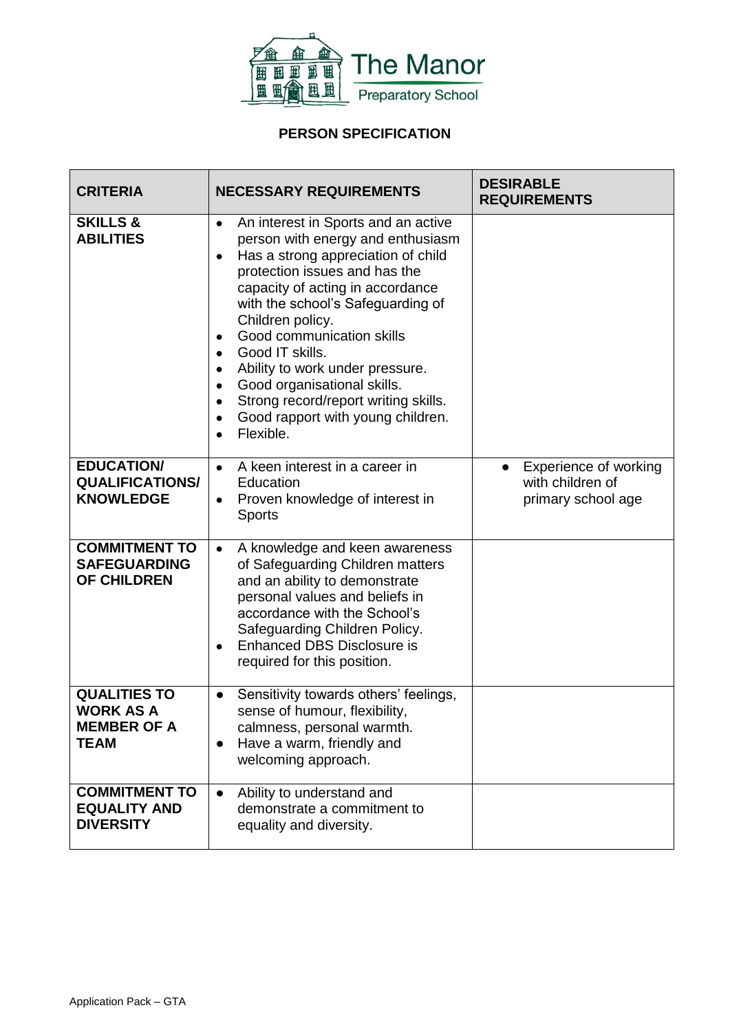The Manor
Preparatory School

## PERSON SPECIFICATION

| CRITERIA | NECESSARY REQUIREMENTS | DESIRABLE REQUIREMENTS |
|---|---|---|
| **SKILLS & ABILITIES** | • An interest in Sports and an active person with energy and enthusiasm<br>• Has a strong appreciation of child protection issues and has the capacity of acting in accordance with the school's Safeguarding of Children policy.<br>• Good communication skills<br>• Good IT skills.<br>• Ability to work under pressure.<br>• Good organisational skills.<br>• Strong record/report writing skills.<br>• Good rapport with young children.<br>• Flexible. | |
| **EDUCATION/ QUALIFICATIONS/ KNOWLEDGE** | • A keen interest in a career in Education<br>• Proven knowledge of interest in Sports | • Experience of working with children of primary school age |
| **COMMITMENT TO SAFEGUARDING OF CHILDREN** | • A knowledge and keen awareness of Safeguarding Children matters and an ability to demonstrate personal values and beliefs in accordance with the School's Safeguarding Children Policy.<br>• Enhanced DBS Disclosure is required for this position. | |
| **QUALITIES TO WORK AS A MEMBER OF A TEAM** | • Sensitivity towards others' feelings, sense of humour, flexibility, calmness, personal warmth.<br>• Have a warm, friendly and welcoming approach. | |
| **COMMITMENT TO EQUALITY AND DIVERSITY** | • Ability to understand and demonstrate a commitment to equality and diversity. | |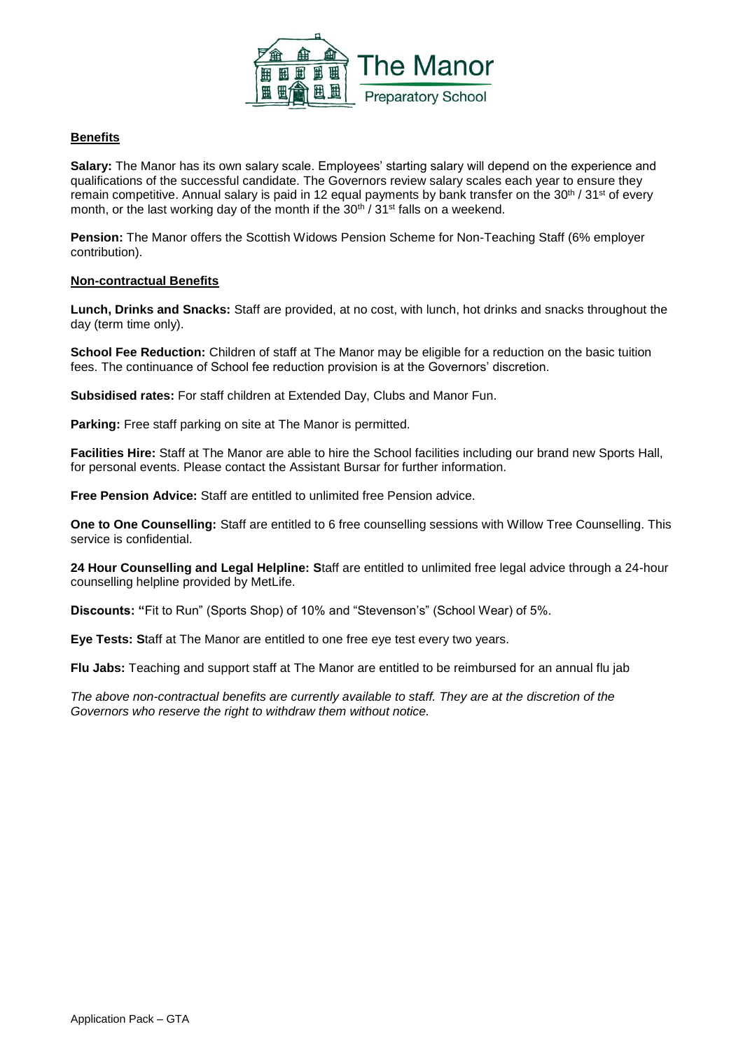**Benefits**

**Salary:** The Manor has its own salary scale. Employees' starting salary will depend on the experience and qualifications of the successful candidate. The Governors review salary scales each year to ensure they remain competitive. Annual salary is paid in 12 equal payments by bank transfer on the 30th / 31st of every month, or the last working day of the month if the 30th / 31st falls on a weekend.

**Pension:** The Manor offers the Scottish Widows Pension Scheme for Non-Teaching Staff (6% employer contribution).

**Non-contractual Benefits**

**Lunch, Drinks and Snacks:** Staff are provided, at no cost, with lunch, hot drinks and snacks throughout the day (term time only).

**School Fee Reduction:** Children of staff at The Manor may be eligible for a reduction on the basic tuition fees. The continuance of School fee reduction provision is at the Governors' discretion.

**Subsidised rates:** For staff children at Extended Day, Clubs and Manor Fun.

**Parking:** Free staff parking on site at The Manor is permitted.

**Facilities Hire:** Staff at The Manor are able to hire the School facilities including our brand new Sports Hall, for personal events. Please contact the Assistant Bursar for further information.

**Free Pension Advice:** Staff are entitled to unlimited free Pension advice.

**One to One Counselling:** Staff are entitled to 6 free counselling sessions with Willow Tree Counselling. This service is confidential.

**24 Hour Counselling and Legal Helpline: S**taff are entitled to unlimited free legal advice through a 24-hour counselling helpline provided by MetLife.

**Discounts: "**Fit to Run" (Sports Shop) of 10% and "Stevenson's" (School Wear) of 5%.

**Eye Tests: S**taff at The Manor are entitled to one free eye test every two years.

**Flu Jabs:** Teaching and support staff at The Manor are entitled to be reimbursed for an annual flu jab

*The above non-contractual benefits are currently available to staff. They are at the discretion of the Governors who reserve the right to withdraw them without notice.*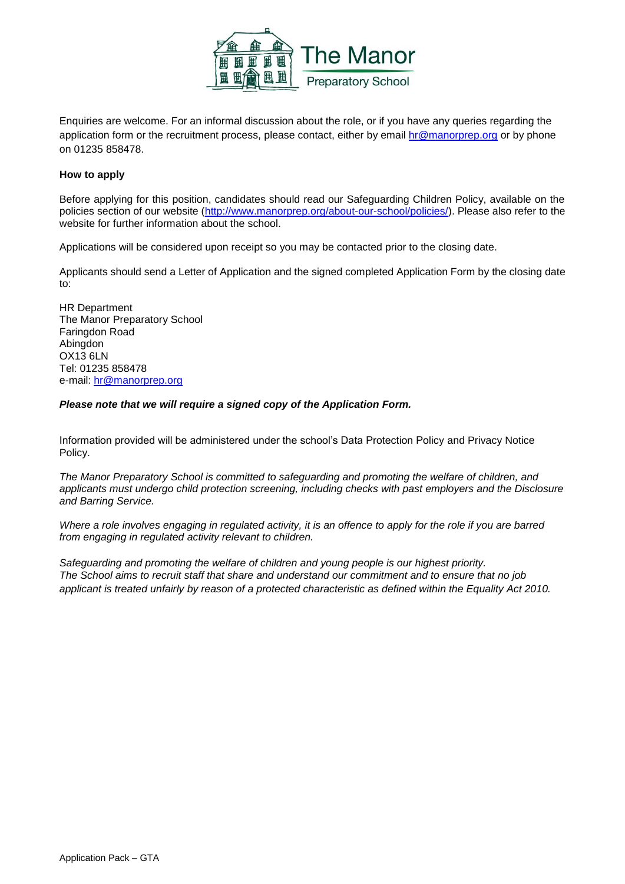Enquiries are welcome. For an informal discussion about the role, or if you have any queries regarding the application form or the recruitment process, please contact, either by email hr@manorprep.org or by phone on 01235 858478.

**How to apply**

Before applying for this position, candidates should read our Safeguarding Children Policy, available on the policies section of our website (http://www.manorprep.org/about-our-school/policies/). Please also refer to the website for further information about the school.

Applications will be considered upon receipt so you may be contacted prior to the closing date.

Applicants should send a Letter of Application and the signed completed Application Form by the closing date to:

HR Department
The Manor Preparatory School
Faringdon Road
Abingdon
OX13 6LN
Tel: 01235 858478
e-mail: hr@manorprep.org

***Please note that we will require a signed copy of the Application Form.***

Information provided will be administered under the school's Data Protection Policy and Privacy Notice Policy.

*The Manor Preparatory School is committed to safeguarding and promoting the welfare of children, and applicants must undergo child protection screening, including checks with past employers and the Disclosure and Barring Service.*

*Where a role involves engaging in regulated activity, it is an offence to apply for the role if you are barred from engaging in regulated activity relevant to children.*

*Safeguarding and promoting the welfare of children and young people is our highest priority.*
*The School aims to recruit staff that share and understand our commitment and to ensure that no job applicant is treated unfairly by reason of a protected characteristic as defined within the Equality Act 2010.*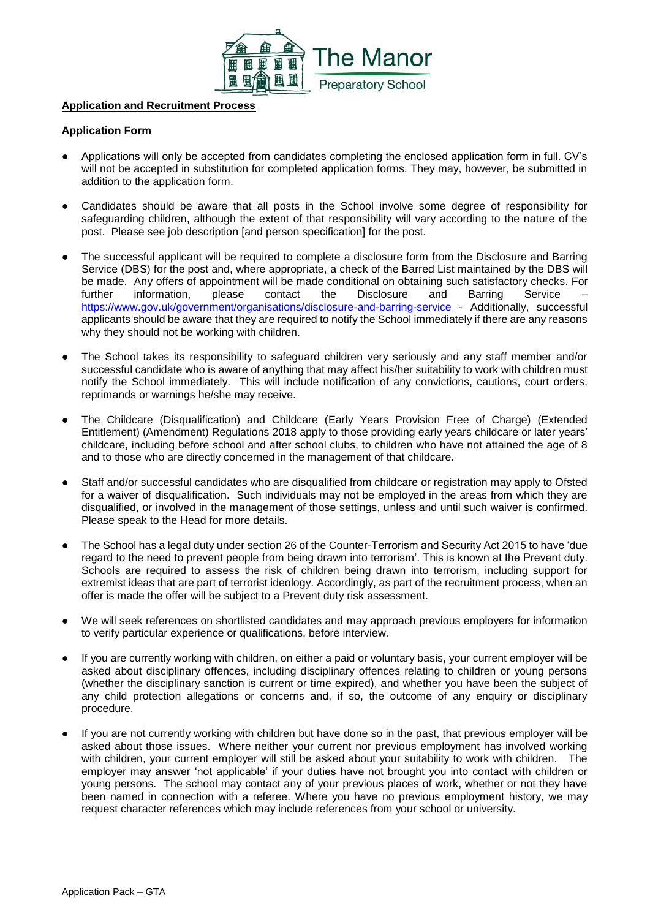## Application and Recruitment Process

### Application Form

- Applications will only be accepted from candidates completing the enclosed application form in full. CV's will not be accepted in substitution for completed application forms. They may, however, be submitted in addition to the application form.
- Candidates should be aware that all posts in the School involve some degree of responsibility for safeguarding children, although the extent of that responsibility will vary according to the nature of the post. Please see job description [and person specification] for the post.
- The successful applicant will be required to complete a disclosure form from the Disclosure and Barring Service (DBS) for the post and, where appropriate, a check of the Barred List maintained by the DBS will be made. Any offers of appointment will be made conditional on obtaining such satisfactory checks. For further information, please contact the Disclosure and Barring Service – https://www.gov.uk/government/organisations/disclosure-and-barring-service - Additionally, successful applicants should be aware that they are required to notify the School immediately if there are any reasons why they should not be working with children.
- The School takes its responsibility to safeguard children very seriously and any staff member and/or successful candidate who is aware of anything that may affect his/her suitability to work with children must notify the School immediately. This will include notification of any convictions, cautions, court orders, reprimands or warnings he/she may receive.
- The Childcare (Disqualification) and Childcare (Early Years Provision Free of Charge) (Extended Entitlement) (Amendment) Regulations 2018 apply to those providing early years childcare or later years' childcare, including before school and after school clubs, to children who have not attained the age of 8 and to those who are directly concerned in the management of that childcare.
- Staff and/or successful candidates who are disqualified from childcare or registration may apply to Ofsted for a waiver of disqualification. Such individuals may not be employed in the areas from which they are disqualified, or involved in the management of those settings, unless and until such waiver is confirmed. Please speak to the Head for more details.
- The School has a legal duty under section 26 of the Counter-Terrorism and Security Act 2015 to have 'due regard to the need to prevent people from being drawn into terrorism'. This is known at the Prevent duty. Schools are required to assess the risk of children being drawn into terrorism, including support for extremist ideas that are part of terrorist ideology. Accordingly, as part of the recruitment process, when an offer is made the offer will be subject to a Prevent duty risk assessment.
- We will seek references on shortlisted candidates and may approach previous employers for information to verify particular experience or qualifications, before interview.
- If you are currently working with children, on either a paid or voluntary basis, your current employer will be asked about disciplinary offences, including disciplinary offences relating to children or young persons (whether the disciplinary sanction is current or time expired), and whether you have been the subject of any child protection allegations or concerns and, if so, the outcome of any enquiry or disciplinary procedure.
- If you are not currently working with children but have done so in the past, that previous employer will be asked about those issues. Where neither your current nor previous employment has involved working with children, your current employer will still be asked about your suitability to work with children. The employer may answer 'not applicable' if your duties have not brought you into contact with children or young persons. The school may contact any of your previous places of work, whether or not they have been named in connection with a referee. Where you have no previous employment history, we may request character references which may include references from your school or university.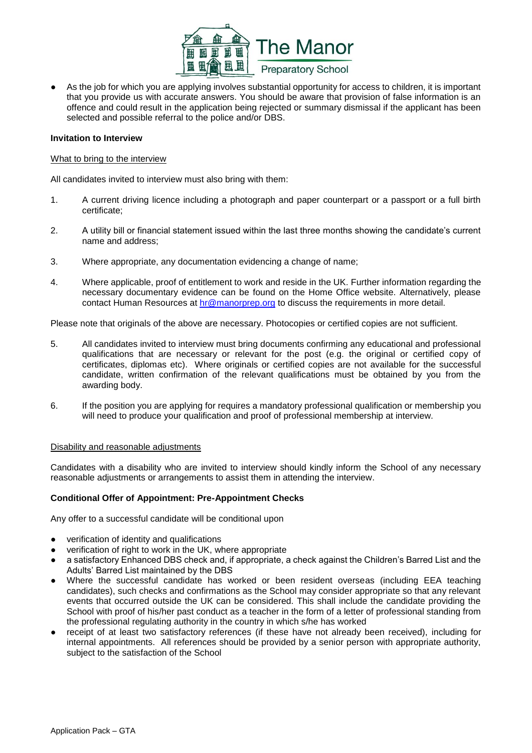- As the job for which you are applying involves substantial opportunity for access to children, it is important that you provide us with accurate answers. You should be aware that provision of false information is an offence and could result in the application being rejected or summary dismissal if the applicant has been selected and possible referral to the police and/or DBS.

**Invitation to Interview**

What to bring to the interview

All candidates invited to interview must also bring with them:

1. A current driving licence including a photograph and paper counterpart or a passport or a full birth certificate;
2. A utility bill or financial statement issued within the last three months showing the candidate's current name and address;
3. Where appropriate, any documentation evidencing a change of name;
4. Where applicable, proof of entitlement to work and reside in the UK. Further information regarding the necessary documentary evidence can be found on the Home Office website. Alternatively, please contact Human Resources at hr@manorprep.org to discuss the requirements in more detail.

Please note that originals of the above are necessary. Photocopies or certified copies are not sufficient.

5. All candidates invited to interview must bring documents confirming any educational and professional qualifications that are necessary or relevant for the post (e.g. the original or certified copy of certificates, diplomas etc). Where originals or certified copies are not available for the successful candidate, written confirmation of the relevant qualifications must be obtained by you from the awarding body.
6. If the position you are applying for requires a mandatory professional qualification or membership you will need to produce your qualification and proof of professional membership at interview.

Disability and reasonable adjustments

Candidates with a disability who are invited to interview should kindly inform the School of any necessary reasonable adjustments or arrangements to assist them in attending the interview.

**Conditional Offer of Appointment: Pre-Appointment Checks**

Any offer to a successful candidate will be conditional upon

- verification of identity and qualifications
- verification of right to work in the UK, where appropriate
- a satisfactory Enhanced DBS check and, if appropriate, a check against the Children's Barred List and the Adults' Barred List maintained by the DBS
- Where the successful candidate has worked or been resident overseas (including EEA teaching candidates), such checks and confirmations as the School may consider appropriate so that any relevant events that occurred outside the UK can be considered. This shall include the candidate providing the School with proof of his/her past conduct as a teacher in the form of a letter of professional standing from the professional regulating authority in the country in which s/he has worked
- receipt of at least two satisfactory references (if these have not already been received), including for internal appointments. All references should be provided by a senior person with appropriate authority, subject to the satisfaction of the School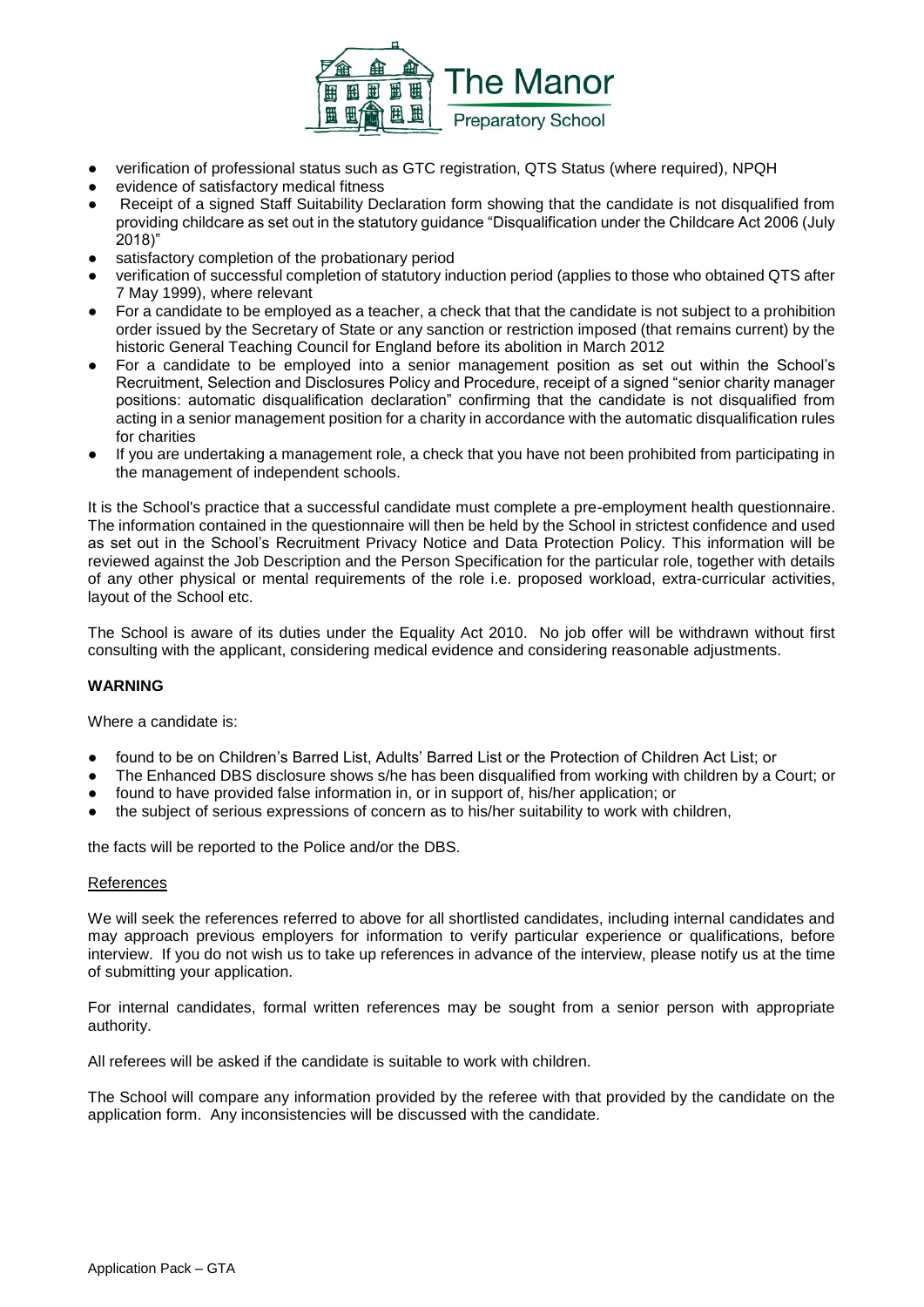- verification of professional status such as GTC registration, QTS Status (where required), NPQH
- evidence of satisfactory medical fitness
- Receipt of a signed Staff Suitability Declaration form showing that the candidate is not disqualified from providing childcare as set out in the statutory guidance "Disqualification under the Childcare Act 2006 (July 2018)"
- satisfactory completion of the probationary period
- verification of successful completion of statutory induction period (applies to those who obtained QTS after 7 May 1999), where relevant
- For a candidate to be employed as a teacher, a check that that the candidate is not subject to a prohibition order issued by the Secretary of State or any sanction or restriction imposed (that remains current) by the historic General Teaching Council for England before its abolition in March 2012
- For a candidate to be employed into a senior management position as set out within the School's Recruitment, Selection and Disclosures Policy and Procedure, receipt of a signed "senior charity manager positions: automatic disqualification declaration" confirming that the candidate is not disqualified from acting in a senior management position for a charity in accordance with the automatic disqualification rules for charities
- If you are undertaking a management role, a check that you have not been prohibited from participating in the management of independent schools.

It is the School's practice that a successful candidate must complete a pre-employment health questionnaire. The information contained in the questionnaire will then be held by the School in strictest confidence and used as set out in the School's Recruitment Privacy Notice and Data Protection Policy. This information will be reviewed against the Job Description and the Person Specification for the particular role, together with details of any other physical or mental requirements of the role i.e. proposed workload, extra-curricular activities, layout of the School etc.

The School is aware of its duties under the Equality Act 2010. No job offer will be withdrawn without first consulting with the applicant, considering medical evidence and considering reasonable adjustments.

**WARNING**

Where a candidate is:

- found to be on Children's Barred List, Adults' Barred List or the Protection of Children Act List; or
- The Enhanced DBS disclosure shows s/he has been disqualified from working with children by a Court; or
- found to have provided false information in, or in support of, his/her application; or
- the subject of serious expressions of concern as to his/her suitability to work with children,

the facts will be reported to the Police and/or the DBS.

References

We will seek the references referred to above for all shortlisted candidates, including internal candidates and may approach previous employers for information to verify particular experience or qualifications, before interview. If you do not wish us to take up references in advance of the interview, please notify us at the time of submitting your application.

For internal candidates, formal written references may be sought from a senior person with appropriate authority.

All referees will be asked if the candidate is suitable to work with children.

The School will compare any information provided by the referee with that provided by the candidate on the application form. Any inconsistencies will be discussed with the candidate.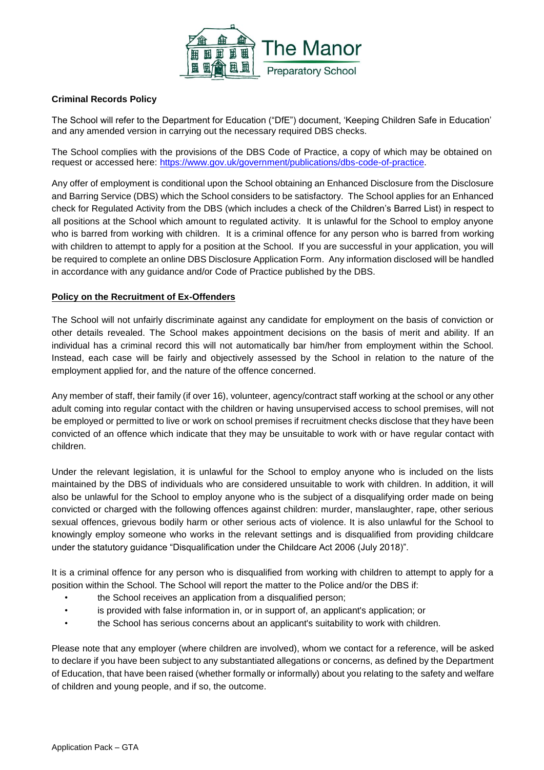**Criminal Records Policy**

The School will refer to the Department for Education ("DfE") document, 'Keeping Children Safe in Education' and any amended version in carrying out the necessary required DBS checks.

The School complies with the provisions of the DBS Code of Practice, a copy of which may be obtained on request or accessed here: https://www.gov.uk/government/publications/dbs-code-of-practice.

Any offer of employment is conditional upon the School obtaining an Enhanced Disclosure from the Disclosure and Barring Service (DBS) which the School considers to be satisfactory. The School applies for an Enhanced check for Regulated Activity from the DBS (which includes a check of the Children's Barred List) in respect to all positions at the School which amount to regulated activity. It is unlawful for the School to employ anyone who is barred from working with children. It is a criminal offence for any person who is barred from working with children to attempt to apply for a position at the School. If you are successful in your application, you will be required to complete an online DBS Disclosure Application Form. Any information disclosed will be handled in accordance with any guidance and/or Code of Practice published by the DBS.

**Policy on the Recruitment of Ex-Offenders**

The School will not unfairly discriminate against any candidate for employment on the basis of conviction or other details revealed. The School makes appointment decisions on the basis of merit and ability. If an individual has a criminal record this will not automatically bar him/her from employment within the School. Instead, each case will be fairly and objectively assessed by the School in relation to the nature of the employment applied for, and the nature of the offence concerned.

Any member of staff, their family (if over 16), volunteer, agency/contract staff working at the school or any other adult coming into regular contact with the children or having unsupervised access to school premises, will not be employed or permitted to live or work on school premises if recruitment checks disclose that they have been convicted of an offence which indicate that they may be unsuitable to work with or have regular contact with children.

Under the relevant legislation, it is unlawful for the School to employ anyone who is included on the lists maintained by the DBS of individuals who are considered unsuitable to work with children. In addition, it will also be unlawful for the School to employ anyone who is the subject of a disqualifying order made on being convicted or charged with the following offences against children: murder, manslaughter, rape, other serious sexual offences, grievous bodily harm or other serious acts of violence. It is also unlawful for the School to knowingly employ someone who works in the relevant settings and is disqualified from providing childcare under the statutory guidance "Disqualification under the Childcare Act 2006 (July 2018)".

It is a criminal offence for any person who is disqualified from working with children to attempt to apply for a position within the School. The School will report the matter to the Police and/or the DBS if:

- the School receives an application from a disqualified person;
- is provided with false information in, or in support of, an applicant's application; or
- the School has serious concerns about an applicant's suitability to work with children.

Please note that any employer (where children are involved), whom we contact for a reference, will be asked to declare if you have been subject to any substantiated allegations or concerns, as defined by the Department of Education, that have been raised (whether formally or informally) about you relating to the safety and welfare of children and young people, and if so, the outcome.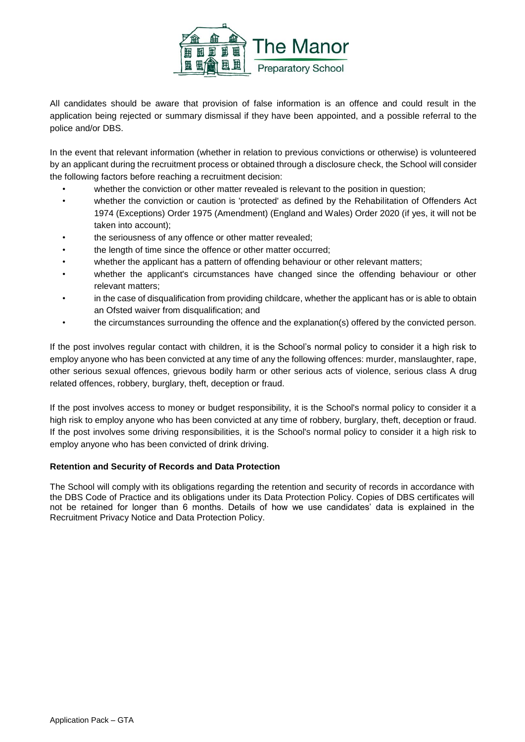All candidates should be aware that provision of false information is an offence and could result in the application being rejected or summary dismissal if they have been appointed, and a possible referral to the police and/or DBS.

In the event that relevant information (whether in relation to previous convictions or otherwise) is volunteered by an applicant during the recruitment process or obtained through a disclosure check, the School will consider the following factors before reaching a recruitment decision:

- whether the conviction or other matter revealed is relevant to the position in question;
- whether the conviction or caution is 'protected' as defined by the Rehabilitation of Offenders Act 1974 (Exceptions) Order 1975 (Amendment) (England and Wales) Order 2020 (if yes, it will not be taken into account);
- the seriousness of any offence or other matter revealed;
- the length of time since the offence or other matter occurred;
- whether the applicant has a pattern of offending behaviour or other relevant matters;
- whether the applicant's circumstances have changed since the offending behaviour or other relevant matters;
- in the case of disqualification from providing childcare, whether the applicant has or is able to obtain an Ofsted waiver from disqualification; and
- the circumstances surrounding the offence and the explanation(s) offered by the convicted person.

If the post involves regular contact with children, it is the School's normal policy to consider it a high risk to employ anyone who has been convicted at any time of any the following offences: murder, manslaughter, rape, other serious sexual offences, grievous bodily harm or other serious acts of violence, serious class A drug related offences, robbery, burglary, theft, deception or fraud.

If the post involves access to money or budget responsibility, it is the School's normal policy to consider it a high risk to employ anyone who has been convicted at any time of robbery, burglary, theft, deception or fraud. If the post involves some driving responsibilities, it is the School's normal policy to consider it a high risk to employ anyone who has been convicted of drink driving.

**Retention and Security of Records and Data Protection**

The School will comply with its obligations regarding the retention and security of records in accordance with the DBS Code of Practice and its obligations under its Data Protection Policy. Copies of DBS certificates will not be retained for longer than 6 months. Details of how we use candidates' data is explained in the Recruitment Privacy Notice and Data Protection Policy.